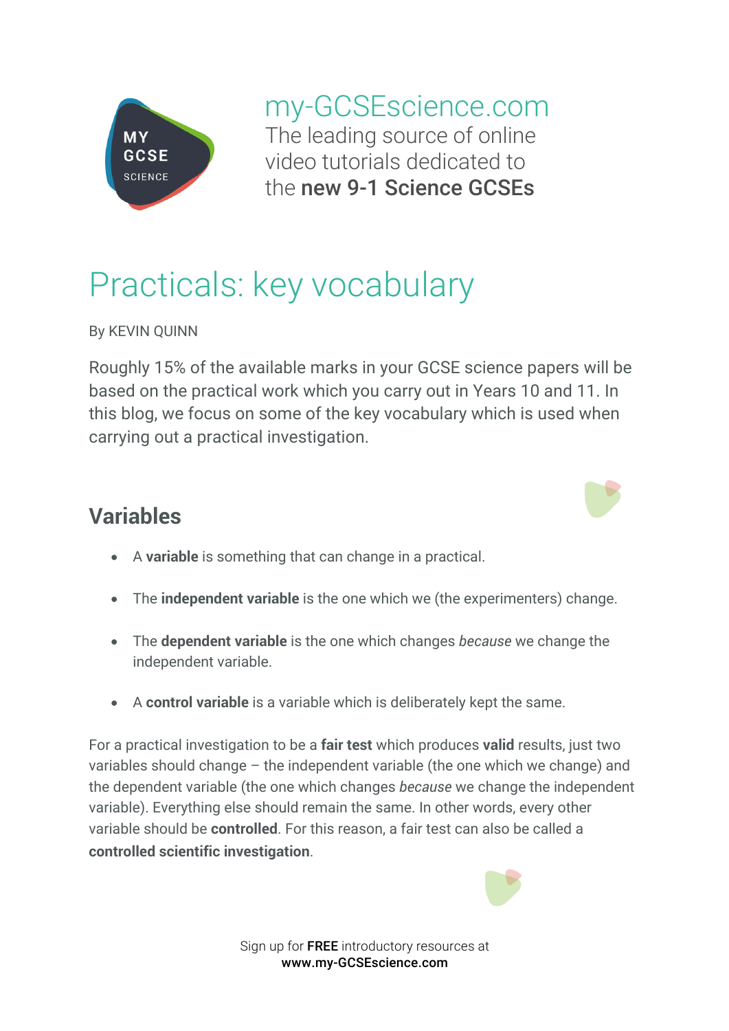my-GCSEscience.com

The leading source of online video tutorials dedicated to the **new 9-1 Science GCSEs**

# Practicals: key vocabulary

By KEVIN QUINN

Roughly 15% of the available marks in your GCSE science papers will be based on the practical work which you carry out in Years 10 and 11. In this blog, we focus on some of the key vocabulary which is used when carrying out a practical investigation.

## Variables

- A **variable** is something that can change in a practical.
- The **independent variable** is the one which we (the experimenters) change.
- The **dependent variable** is the one which changes *because* we change the independent variable.
- A **control variable** is a variable which is deliberately kept the same.

For a practical investigation to be a **fair test** which produces **valid** results, just two variables should change – the independent variable (the one which we change) and the dependent variable (the one which changes *because* we change the independent variable). Everything else should remain the same. In other words, every other variable should be **controlled**. For this reason, a fair test can also be called a **controlled scientific investigation**.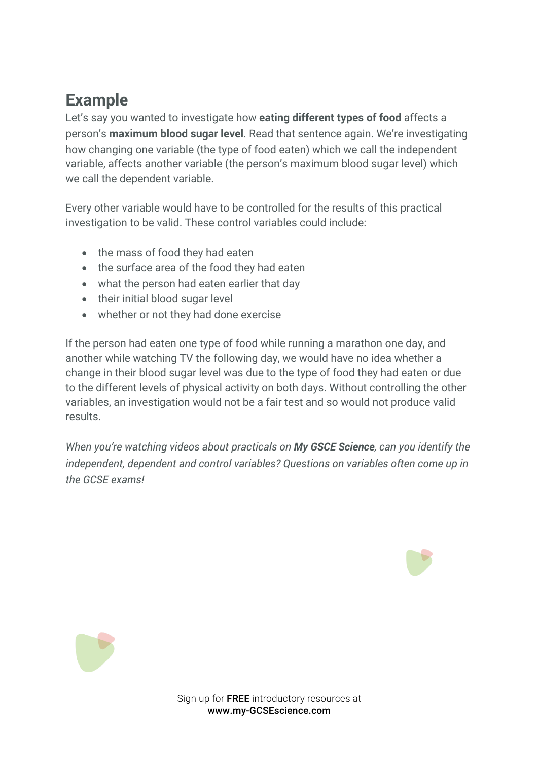## Example

Let's say you wanted to investigate how **eating different types of food** affects a person's **maximum blood sugar level**. Read that sentence again. We're investigating how changing one variable (the type of food eaten) which we call the independent variable, affects another variable (the person's maximum blood sugar level) which we call the dependent variable.

Every other variable would have to be controlled for the results of this practical investigation to be valid. These control variables could include:

- the mass of food they had eaten
- the surface area of the food they had eaten
- what the person had eaten earlier that day
- their initial blood sugar level
- whether or not they had done exercise

If the person had eaten one type of food while running a marathon one day, and another while watching TV the following day, we would have no idea whether a change in their blood sugar level was due to the type of food they had eaten or due to the different levels of physical activity on both days. Without controlling the other variables, an investigation would not be a fair test and so would not produce valid results.

*When you're watching videos about practicals on **My GSCE Science**, can you identify the independent, dependent and control variables? Questions on variables often come up in the GCSE exams!*

Sign up for **FREE** introductory resources at
**www.my-GCSEscience.com**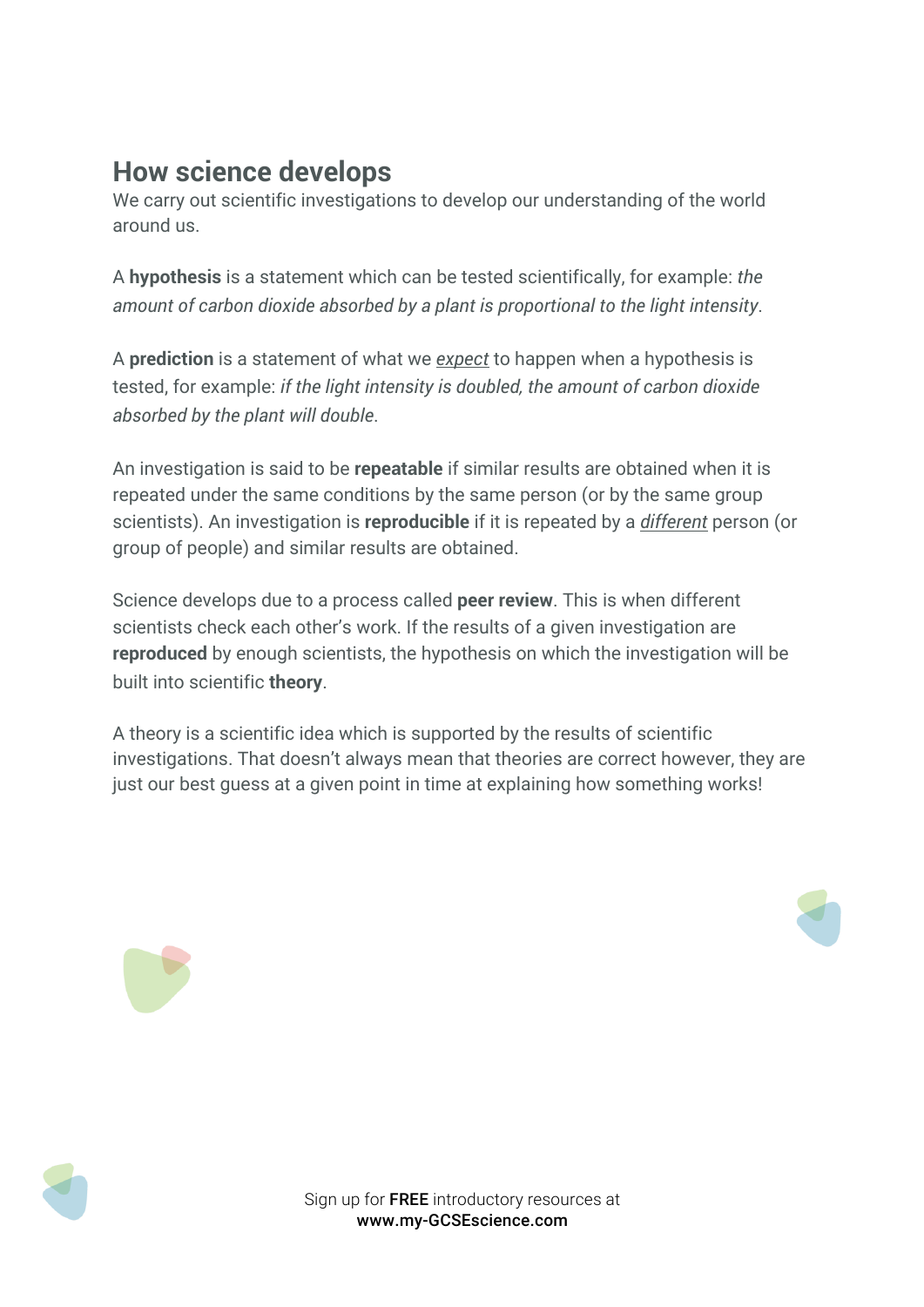## How science develops

We carry out scientific investigations to develop our understanding of the world around us.

A **hypothesis** is a statement which can be tested scientifically, for example: *the amount of carbon dioxide absorbed by a plant is proportional to the light intensity*.

A **prediction** is a statement of what we ***expect*** to happen when a hypothesis is tested, for example: *if the light intensity is doubled, the amount of carbon dioxide absorbed by the plant will double*.

An investigation is said to be **repeatable** if similar results are obtained when it is repeated under the same conditions by the same person (or by the same group scientists). An investigation is **reproducible** if it is repeated by a ***different*** person (or group of people) and similar results are obtained.

Science develops due to a process called **peer review**. This is when different scientists check each other's work. If the results of a given investigation are **reproduced** by enough scientists, the hypothesis on which the investigation will be built into scientific **theory**.

A theory is a scientific idea which is supported by the results of scientific investigations. That doesn't always mean that theories are correct however, they are just our best guess at a given point in time at explaining how something works!

Sign up for **FREE** introductory resources at
**www.my-GCSEscience.com**